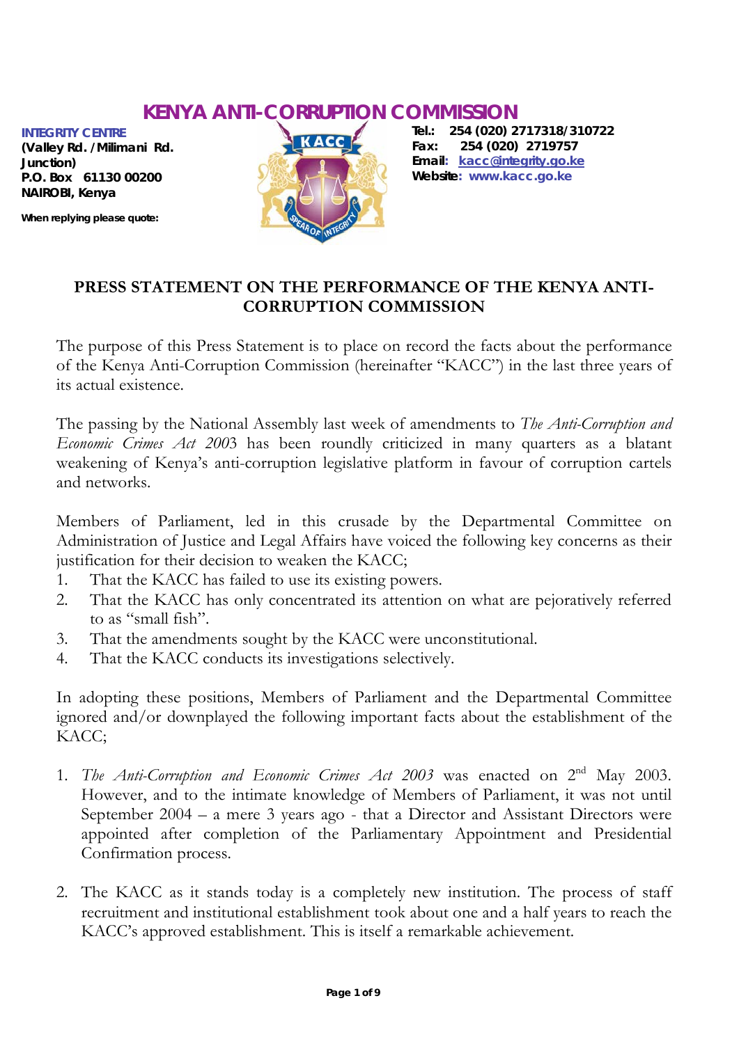# KENYA ANTI-CORRUPTION COMMISSION

**INTEGRITY CENTRE**
**(Valley Rd. /Milimani Rd. Junction)**
**P.O. Box 61130 00200**
**NAIROBI, Kenya**

**When replying please quote:**

**Tel.: 254 (020) 2717318/310722**
**Fax: 254 (020) 2719757**
**Email: kacc@integrity.go.ke**
**Website: www.kacc.go.ke**

## PRESS STATEMENT ON THE PERFORMANCE OF THE KENYA ANTI-CORRUPTION COMMISSION

The purpose of this Press Statement is to place on record the facts about the performance of the Kenya Anti-Corruption Commission (hereinafter "KACC") in the last three years of its actual existence.

The passing by the National Assembly last week of amendments to *The Anti-Corruption and Economic Crimes Act 2003* has been roundly criticized in many quarters as a blatant weakening of Kenya's anti-corruption legislative platform in favour of corruption cartels and networks.

Members of Parliament, led in this crusade by the Departmental Committee on Administration of Justice and Legal Affairs have voiced the following key concerns as their justification for their decision to weaken the KACC;

1. That the KACC has failed to use its existing powers.
2. That the KACC has only concentrated its attention on what are pejoratively referred to as "small fish".
3. That the amendments sought by the KACC were unconstitutional.
4. That the KACC conducts its investigations selectively.

In adopting these positions, Members of Parliament and the Departmental Committee ignored and/or downplayed the following important facts about the establishment of the KACC;

1. *The Anti-Corruption and Economic Crimes Act 2003* was enacted on 2nd May 2003. However, and to the intimate knowledge of Members of Parliament, it was not until September 2004 – a mere 3 years ago - that a Director and Assistant Directors were appointed after completion of the Parliamentary Appointment and Presidential Confirmation process.

2. The KACC as it stands today is a completely new institution. The process of staff recruitment and institutional establishment took about one and a half years to reach the KACC's approved establishment. This is itself a remarkable achievement.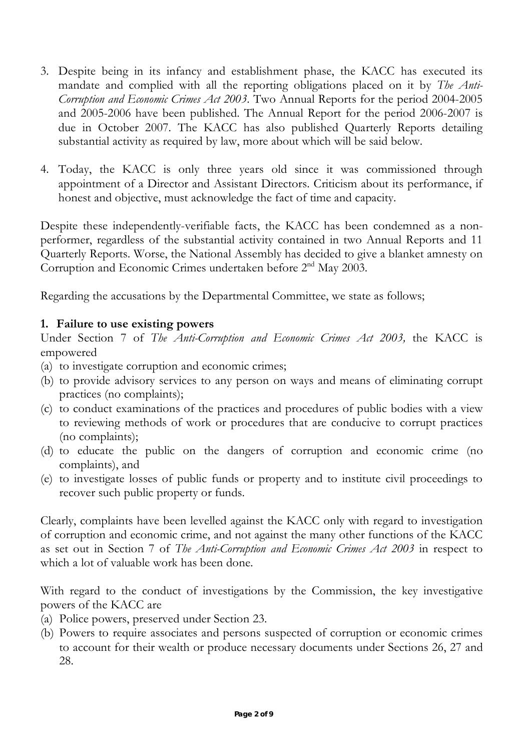3. Despite being in its infancy and establishment phase, the KACC has executed its mandate and complied with all the reporting obligations placed on it by *The Anti-Corruption and Economic Crimes Act 2003*. Two Annual Reports for the period 2004-2005 and 2005-2006 have been published. The Annual Report for the period 2006-2007 is due in October 2007. The KACC has also published Quarterly Reports detailing substantial activity as required by law, more about which will be said below.

4. Today, the KACC is only three years old since it was commissioned through appointment of a Director and Assistant Directors. Criticism about its performance, if honest and objective, must acknowledge the fact of time and capacity.

Despite these independently-verifiable facts, the KACC has been condemned as a non-performer, regardless of the substantial activity contained in two Annual Reports and 11 Quarterly Reports. Worse, the National Assembly has decided to give a blanket amnesty on Corruption and Economic Crimes undertaken before 2nd May 2003.

Regarding the accusations by the Departmental Committee, we state as follows;

**1. Failure to use existing powers**

Under Section 7 of *The Anti-Corruption and Economic Crimes Act 2003,* the KACC is empowered

(a) to investigate corruption and economic crimes;
(b) to provide advisory services to any person on ways and means of eliminating corrupt practices (no complaints);
(c) to conduct examinations of the practices and procedures of public bodies with a view to reviewing methods of work or procedures that are conducive to corrupt practices (no complaints);
(d) to educate the public on the dangers of corruption and economic crime (no complaints), and
(e) to investigate losses of public funds or property and to institute civil proceedings to recover such public property or funds.

Clearly, complaints have been levelled against the KACC only with regard to investigation of corruption and economic crime, and not against the many other functions of the KACC as set out in Section 7 of *The Anti-Corruption and Economic Crimes Act 2003* in respect to which a lot of valuable work has been done.

With regard to the conduct of investigations by the Commission, the key investigative powers of the KACC are

(a) Police powers, preserved under Section 23.
(b) Powers to require associates and persons suspected of corruption or economic crimes to account for their wealth or produce necessary documents under Sections 26, 27 and 28.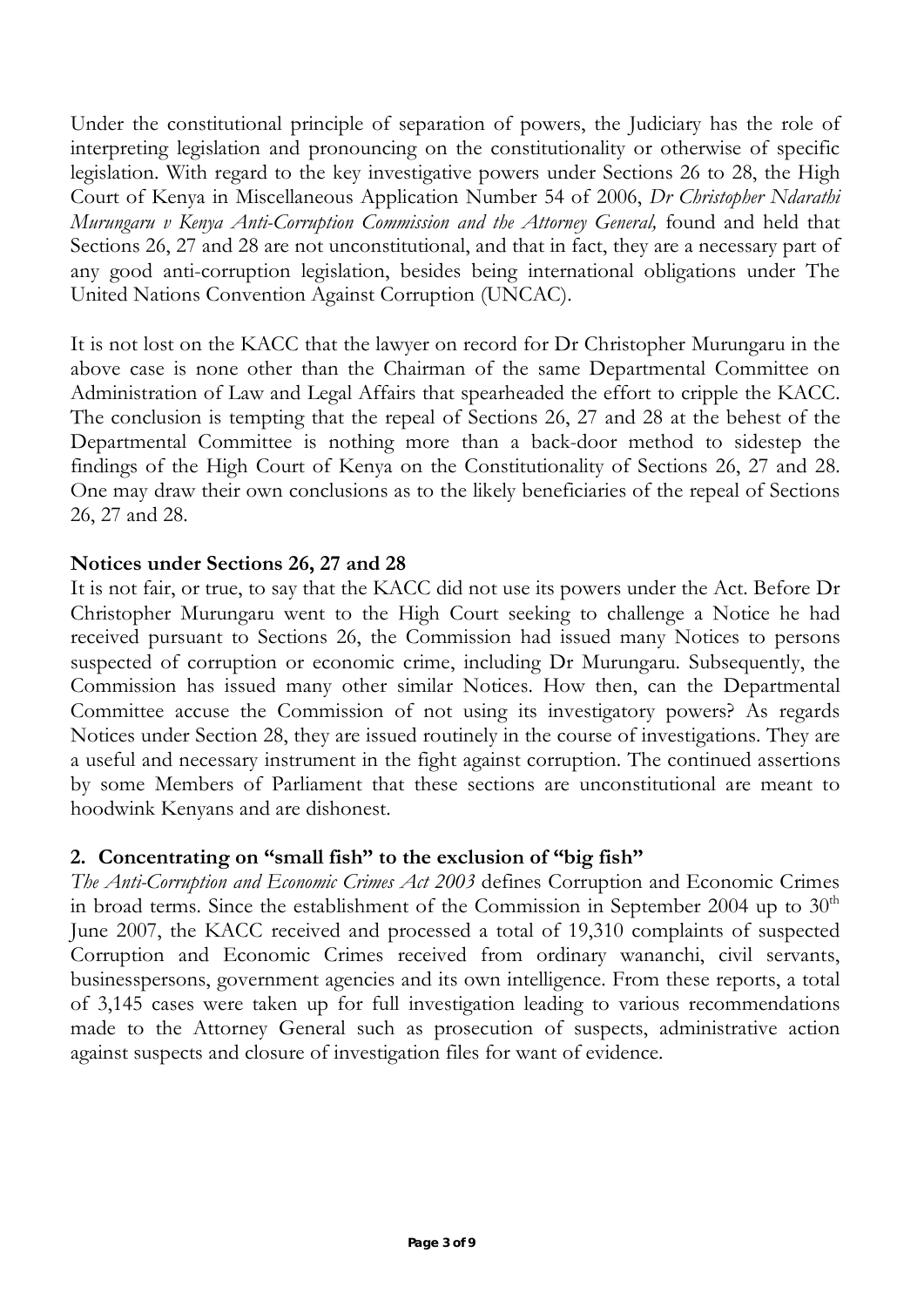Under the constitutional principle of separation of powers, the Judiciary has the role of interpreting legislation and pronouncing on the constitutionality or otherwise of specific legislation. With regard to the key investigative powers under Sections 26 to 28, the High Court of Kenya in Miscellaneous Application Number 54 of 2006, *Dr Christopher Ndarathi Murungaru v Kenya Anti-Corruption Commission and the Attorney General,* found and held that Sections 26, 27 and 28 are not unconstitutional, and that in fact, they are a necessary part of any good anti-corruption legislation, besides being international obligations under The United Nations Convention Against Corruption (UNCAC).

It is not lost on the KACC that the lawyer on record for Dr Christopher Murungaru in the above case is none other than the Chairman of the same Departmental Committee on Administration of Law and Legal Affairs that spearheaded the effort to cripple the KACC. The conclusion is tempting that the repeal of Sections 26, 27 and 28 at the behest of the Departmental Committee is nothing more than a back-door method to sidestep the findings of the High Court of Kenya on the Constitutionality of Sections 26, 27 and 28. One may draw their own conclusions as to the likely beneficiaries of the repeal of Sections 26, 27 and 28.

**Notices under Sections 26, 27 and 28**

It is not fair, or true, to say that the KACC did not use its powers under the Act. Before Dr Christopher Murungaru went to the High Court seeking to challenge a Notice he had received pursuant to Sections 26, the Commission had issued many Notices to persons suspected of corruption or economic crime, including Dr Murungaru. Subsequently, the Commission has issued many other similar Notices. How then, can the Departmental Committee accuse the Commission of not using its investigatory powers? As regards Notices under Section 28, they are issued routinely in the course of investigations. They are a useful and necessary instrument in the fight against corruption. The continued assertions by some Members of Parliament that these sections are unconstitutional are meant to hoodwink Kenyans and are dishonest.

## 2. Concentrating on "small fish" to the exclusion of "big fish"

*The Anti-Corruption and Economic Crimes Act 2003* defines Corruption and Economic Crimes in broad terms. Since the establishment of the Commission in September 2004 up to 30th June 2007, the KACC received and processed a total of 19,310 complaints of suspected Corruption and Economic Crimes received from ordinary wananchi, civil servants, businesspersons, government agencies and its own intelligence. From these reports, a total of 3,145 cases were taken up for full investigation leading to various recommendations made to the Attorney General such as prosecution of suspects, administrative action against suspects and closure of investigation files for want of evidence.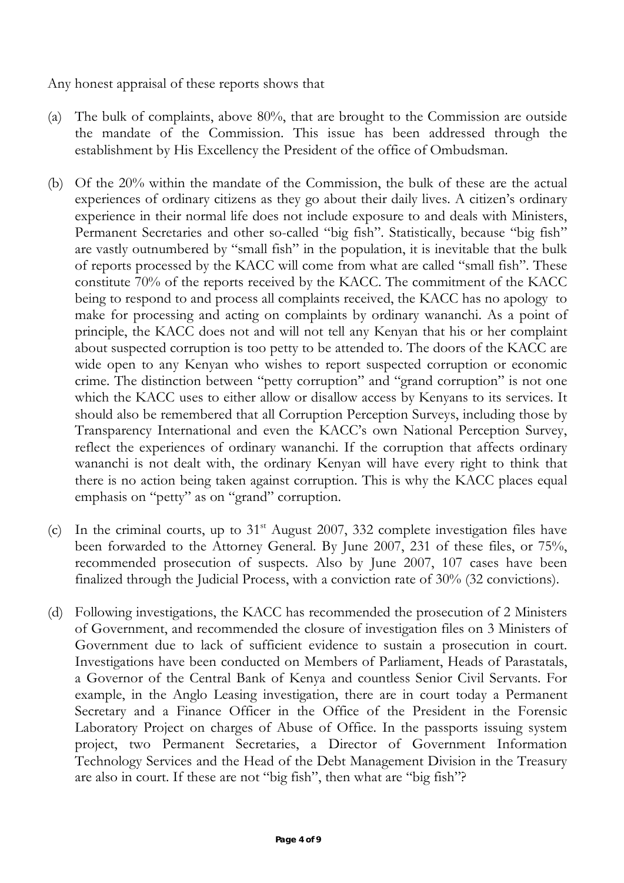Any honest appraisal of these reports shows that

(a) The bulk of complaints, above 80%, that are brought to the Commission are outside the mandate of the Commission. This issue has been addressed through the establishment by His Excellency the President of the office of Ombudsman.

(b) Of the 20% within the mandate of the Commission, the bulk of these are the actual experiences of ordinary citizens as they go about their daily lives. A citizen's ordinary experience in their normal life does not include exposure to and deals with Ministers, Permanent Secretaries and other so-called "big fish". Statistically, because "big fish" are vastly outnumbered by "small fish" in the population, it is inevitable that the bulk of reports processed by the KACC will come from what are called "small fish". These constitute 70% of the reports received by the KACC. The commitment of the KACC being to respond to and process all complaints received, the KACC has no apology to make for processing and acting on complaints by ordinary wananchi. As a point of principle, the KACC does not and will not tell any Kenyan that his or her complaint about suspected corruption is too petty to be attended to. The doors of the KACC are wide open to any Kenyan who wishes to report suspected corruption or economic crime. The distinction between "petty corruption" and "grand corruption" is not one which the KACC uses to either allow or disallow access by Kenyans to its services. It should also be remembered that all Corruption Perception Surveys, including those by Transparency International and even the KACC's own National Perception Survey, reflect the experiences of ordinary wananchi. If the corruption that affects ordinary wananchi is not dealt with, the ordinary Kenyan will have every right to think that there is no action being taken against corruption. This is why the KACC places equal emphasis on "petty" as on "grand" corruption.

(c) In the criminal courts, up to 31st August 2007, 332 complete investigation files have been forwarded to the Attorney General. By June 2007, 231 of these files, or 75%, recommended prosecution of suspects. Also by June 2007, 107 cases have been finalized through the Judicial Process, with a conviction rate of 30% (32 convictions).

(d) Following investigations, the KACC has recommended the prosecution of 2 Ministers of Government, and recommended the closure of investigation files on 3 Ministers of Government due to lack of sufficient evidence to sustain a prosecution in court. Investigations have been conducted on Members of Parliament, Heads of Parastatals, a Governor of the Central Bank of Kenya and countless Senior Civil Servants. For example, in the Anglo Leasing investigation, there are in court today a Permanent Secretary and a Finance Officer in the Office of the President in the Forensic Laboratory Project on charges of Abuse of Office. In the passports issuing system project, two Permanent Secretaries, a Director of Government Information Technology Services and the Head of the Debt Management Division in the Treasury are also in court. If these are not "big fish", then what are "big fish"?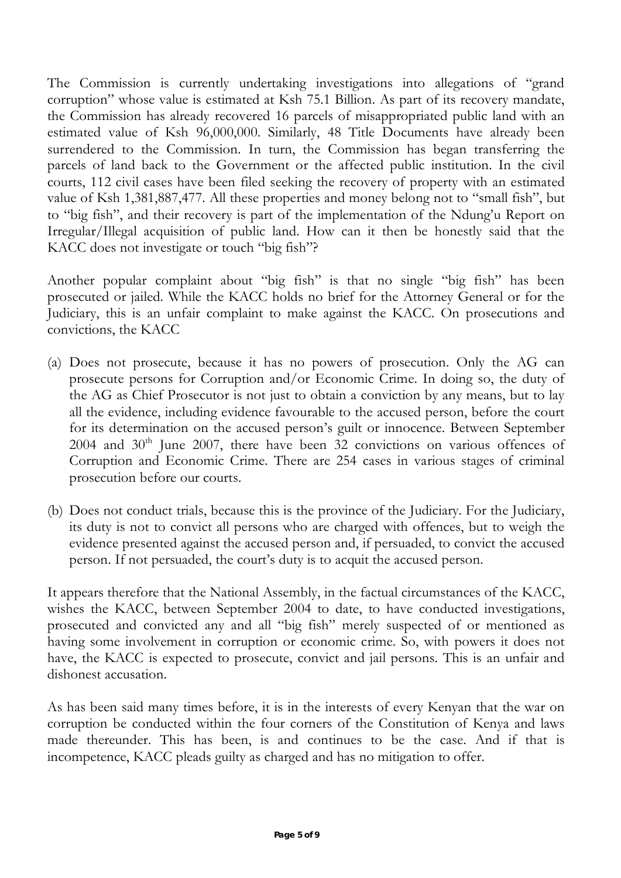The Commission is currently undertaking investigations into allegations of "grand corruption" whose value is estimated at Ksh 75.1 Billion. As part of its recovery mandate, the Commission has already recovered 16 parcels of misappropriated public land with an estimated value of Ksh 96,000,000. Similarly, 48 Title Documents have already been surrendered to the Commission. In turn, the Commission has began transferring the parcels of land back to the Government or the affected public institution. In the civil courts, 112 civil cases have been filed seeking the recovery of property with an estimated value of Ksh 1,381,887,477. All these properties and money belong not to "small fish", but to "big fish", and their recovery is part of the implementation of the Ndung'u Report on Irregular/Illegal acquisition of public land. How can it then be honestly said that the KACC does not investigate or touch "big fish"?

Another popular complaint about "big fish" is that no single "big fish" has been prosecuted or jailed. While the KACC holds no brief for the Attorney General or for the Judiciary, this is an unfair complaint to make against the KACC. On prosecutions and convictions, the KACC

(a) Does not prosecute, because it has no powers of prosecution. Only the AG can prosecute persons for Corruption and/or Economic Crime. In doing so, the duty of the AG as Chief Prosecutor is not just to obtain a conviction by any means, but to lay all the evidence, including evidence favourable to the accused person, before the court for its determination on the accused person's guilt or innocence. Between September 2004 and 30th June 2007, there have been 32 convictions on various offences of Corruption and Economic Crime. There are 254 cases in various stages of criminal prosecution before our courts.

(b) Does not conduct trials, because this is the province of the Judiciary. For the Judiciary, its duty is not to convict all persons who are charged with offences, but to weigh the evidence presented against the accused person and, if persuaded, to convict the accused person. If not persuaded, the court's duty is to acquit the accused person.

It appears therefore that the National Assembly, in the factual circumstances of the KACC, wishes the KACC, between September 2004 to date, to have conducted investigations, prosecuted and convicted any and all "big fish" merely suspected of or mentioned as having some involvement in corruption or economic crime. So, with powers it does not have, the KACC is expected to prosecute, convict and jail persons. This is an unfair and dishonest accusation.

As has been said many times before, it is in the interests of every Kenyan that the war on corruption be conducted within the four corners of the Constitution of Kenya and laws made thereunder. This has been, is and continues to be the case. And if that is incompetence, KACC pleads guilty as charged and has no mitigation to offer.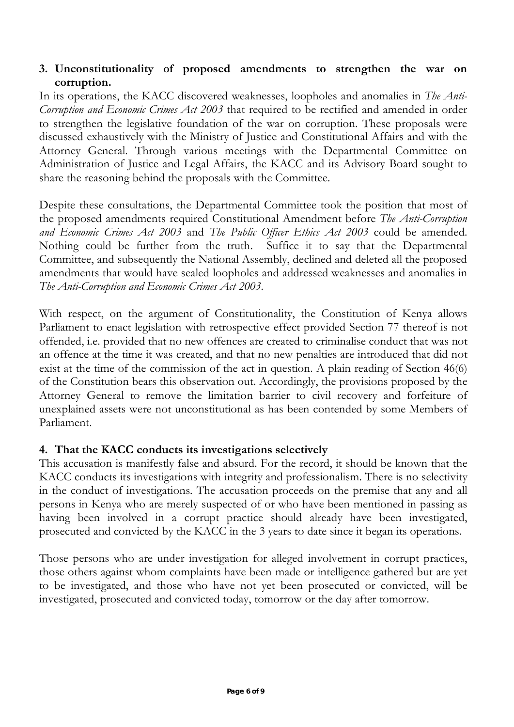## 3. Unconstitutionality of proposed amendments to strengthen the war on corruption.

In its operations, the KACC discovered weaknesses, loopholes and anomalies in *The Anti-Corruption and Economic Crimes Act 2003* that required to be rectified and amended in order to strengthen the legislative foundation of the war on corruption. These proposals were discussed exhaustively with the Ministry of Justice and Constitutional Affairs and with the Attorney General. Through various meetings with the Departmental Committee on Administration of Justice and Legal Affairs, the KACC and its Advisory Board sought to share the reasoning behind the proposals with the Committee.

Despite these consultations, the Departmental Committee took the position that most of the proposed amendments required Constitutional Amendment before *The Anti-Corruption and Economic Crimes Act 2003* and *The Public Officer Ethics Act 2003* could be amended. Nothing could be further from the truth. Suffice it to say that the Departmental Committee, and subsequently the National Assembly, declined and deleted all the proposed amendments that would have sealed loopholes and addressed weaknesses and anomalies in *The Anti-Corruption and Economic Crimes Act 2003*.

With respect, on the argument of Constitutionality, the Constitution of Kenya allows Parliament to enact legislation with retrospective effect provided Section 77 thereof is not offended, i.e. provided that no new offences are created to criminalise conduct that was not an offence at the time it was created, and that no new penalties are introduced that did not exist at the time of the commission of the act in question. A plain reading of Section 46(6) of the Constitution bears this observation out. Accordingly, the provisions proposed by the Attorney General to remove the limitation barrier to civil recovery and forfeiture of unexplained assets were not unconstitutional as has been contended by some Members of Parliament.

## 4. That the KACC conducts its investigations selectively

This accusation is manifestly false and absurd. For the record, it should be known that the KACC conducts its investigations with integrity and professionalism. There is no selectivity in the conduct of investigations. The accusation proceeds on the premise that any and all persons in Kenya who are merely suspected of or who have been mentioned in passing as having been involved in a corrupt practice should already have been investigated, prosecuted and convicted by the KACC in the 3 years to date since it began its operations.

Those persons who are under investigation for alleged involvement in corrupt practices, those others against whom complaints have been made or intelligence gathered but are yet to be investigated, and those who have not yet been prosecuted or convicted, will be investigated, prosecuted and convicted today, tomorrow or the day after tomorrow.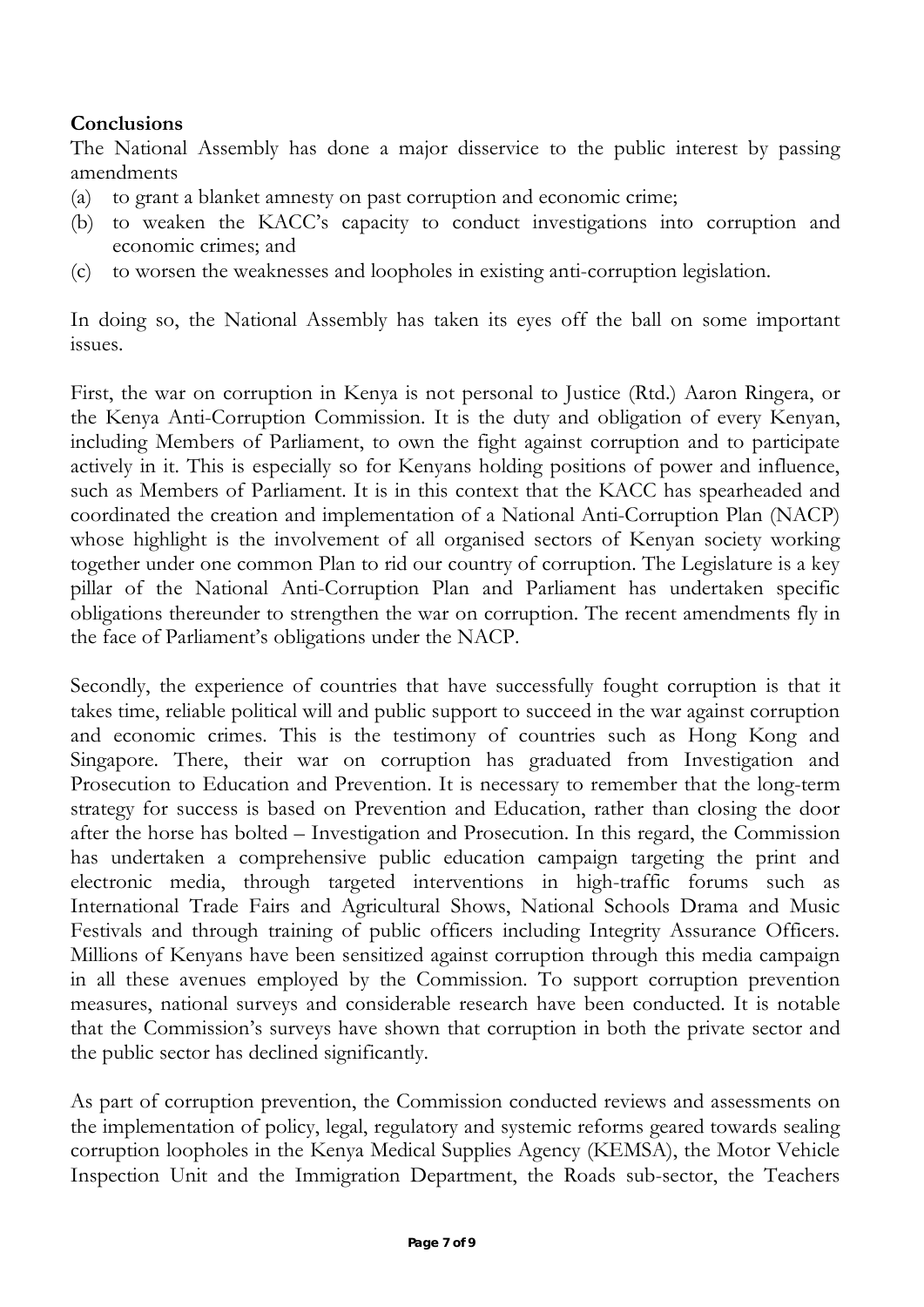**Conclusions**

The National Assembly has done a major disservice to the public interest by passing amendments

(a) to grant a blanket amnesty on past corruption and economic crime;
(b) to weaken the KACC's capacity to conduct investigations into corruption and economic crimes; and
(c) to worsen the weaknesses and loopholes in existing anti-corruption legislation.

In doing so, the National Assembly has taken its eyes off the ball on some important issues.

First, the war on corruption in Kenya is not personal to Justice (Rtd.) Aaron Ringera, or the Kenya Anti-Corruption Commission. It is the duty and obligation of every Kenyan, including Members of Parliament, to own the fight against corruption and to participate actively in it. This is especially so for Kenyans holding positions of power and influence, such as Members of Parliament. It is in this context that the KACC has spearheaded and coordinated the creation and implementation of a National Anti-Corruption Plan (NACP) whose highlight is the involvement of all organised sectors of Kenyan society working together under one common Plan to rid our country of corruption. The Legislature is a key pillar of the National Anti-Corruption Plan and Parliament has undertaken specific obligations thereunder to strengthen the war on corruption. The recent amendments fly in the face of Parliament's obligations under the NACP.

Secondly, the experience of countries that have successfully fought corruption is that it takes time, reliable political will and public support to succeed in the war against corruption and economic crimes. This is the testimony of countries such as Hong Kong and Singapore. There, their war on corruption has graduated from Investigation and Prosecution to Education and Prevention. It is necessary to remember that the long-term strategy for success is based on Prevention and Education, rather than closing the door after the horse has bolted – Investigation and Prosecution. In this regard, the Commission has undertaken a comprehensive public education campaign targeting the print and electronic media, through targeted interventions in high-traffic forums such as International Trade Fairs and Agricultural Shows, National Schools Drama and Music Festivals and through training of public officers including Integrity Assurance Officers. Millions of Kenyans have been sensitized against corruption through this media campaign in all these avenues employed by the Commission. To support corruption prevention measures, national surveys and considerable research have been conducted. It is notable that the Commission's surveys have shown that corruption in both the private sector and the public sector has declined significantly.

As part of corruption prevention, the Commission conducted reviews and assessments on the implementation of policy, legal, regulatory and systemic reforms geared towards sealing corruption loopholes in the Kenya Medical Supplies Agency (KEMSA), the Motor Vehicle Inspection Unit and the Immigration Department, the Roads sub-sector, the Teachers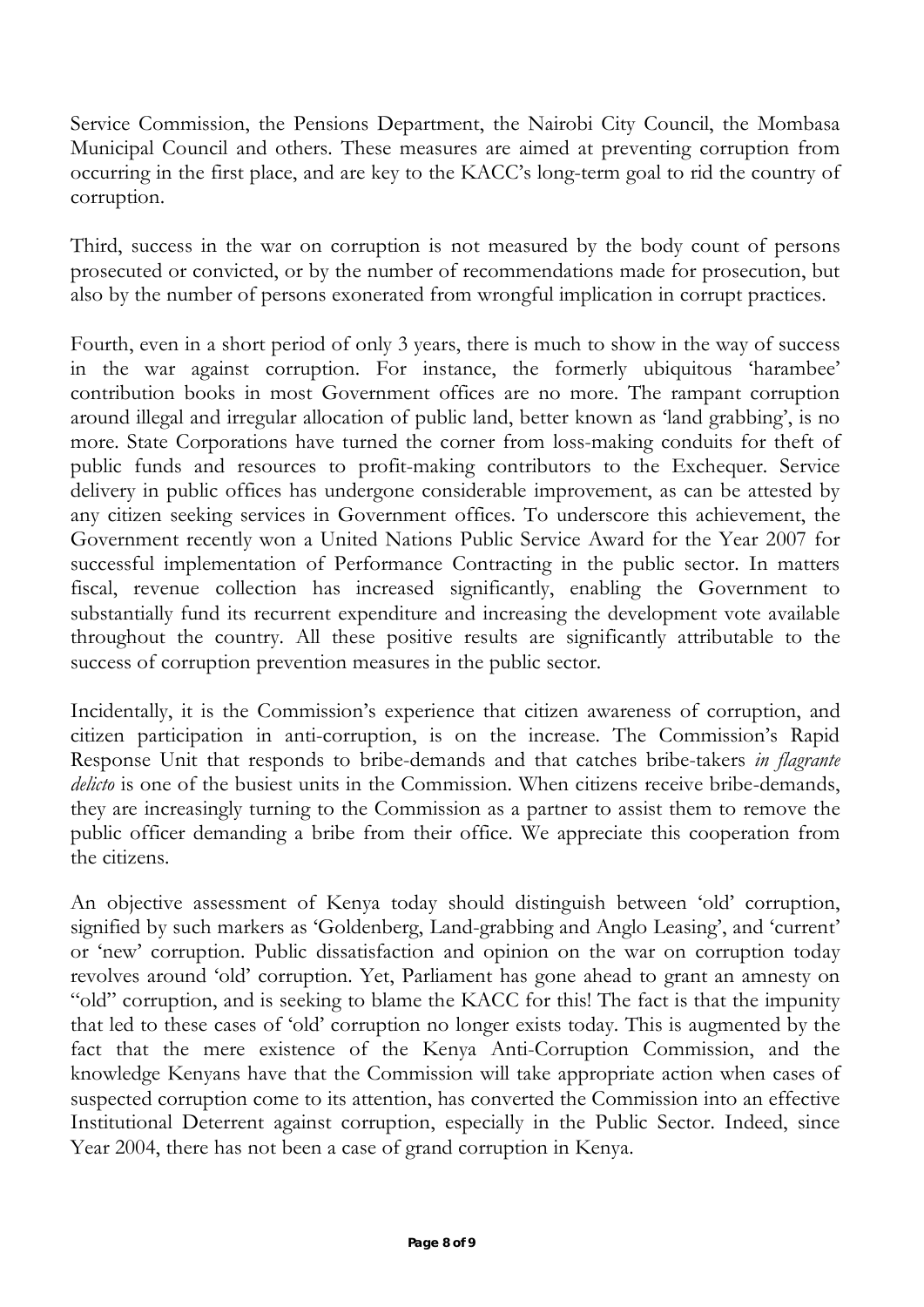Service Commission, the Pensions Department, the Nairobi City Council, the Mombasa Municipal Council and others. These measures are aimed at preventing corruption from occurring in the first place, and are key to the KACC's long-term goal to rid the country of corruption.

Third, success in the war on corruption is not measured by the body count of persons prosecuted or convicted, or by the number of recommendations made for prosecution, but also by the number of persons exonerated from wrongful implication in corrupt practices.

Fourth, even in a short period of only 3 years, there is much to show in the way of success in the war against corruption. For instance, the formerly ubiquitous 'harambee' contribution books in most Government offices are no more. The rampant corruption around illegal and irregular allocation of public land, better known as 'land grabbing', is no more. State Corporations have turned the corner from loss-making conduits for theft of public funds and resources to profit-making contributors to the Exchequer. Service delivery in public offices has undergone considerable improvement, as can be attested by any citizen seeking services in Government offices. To underscore this achievement, the Government recently won a United Nations Public Service Award for the Year 2007 for successful implementation of Performance Contracting in the public sector. In matters fiscal, revenue collection has increased significantly, enabling the Government to substantially fund its recurrent expenditure and increasing the development vote available throughout the country. All these positive results are significantly attributable to the success of corruption prevention measures in the public sector.

Incidentally, it is the Commission's experience that citizen awareness of corruption, and citizen participation in anti-corruption, is on the increase. The Commission's Rapid Response Unit that responds to bribe-demands and that catches bribe-takers *in flagrante delicto* is one of the busiest units in the Commission. When citizens receive bribe-demands, they are increasingly turning to the Commission as a partner to assist them to remove the public officer demanding a bribe from their office. We appreciate this cooperation from the citizens.

An objective assessment of Kenya today should distinguish between 'old' corruption, signified by such markers as 'Goldenberg, Land-grabbing and Anglo Leasing', and 'current' or 'new' corruption. Public dissatisfaction and opinion on the war on corruption today revolves around 'old' corruption. Yet, Parliament has gone ahead to grant an amnesty on "old" corruption, and is seeking to blame the KACC for this! The fact is that the impunity that led to these cases of 'old' corruption no longer exists today. This is augmented by the fact that the mere existence of the Kenya Anti-Corruption Commission, and the knowledge Kenyans have that the Commission will take appropriate action when cases of suspected corruption come to its attention, has converted the Commission into an effective Institutional Deterrent against corruption, especially in the Public Sector. Indeed, since Year 2004, there has not been a case of grand corruption in Kenya.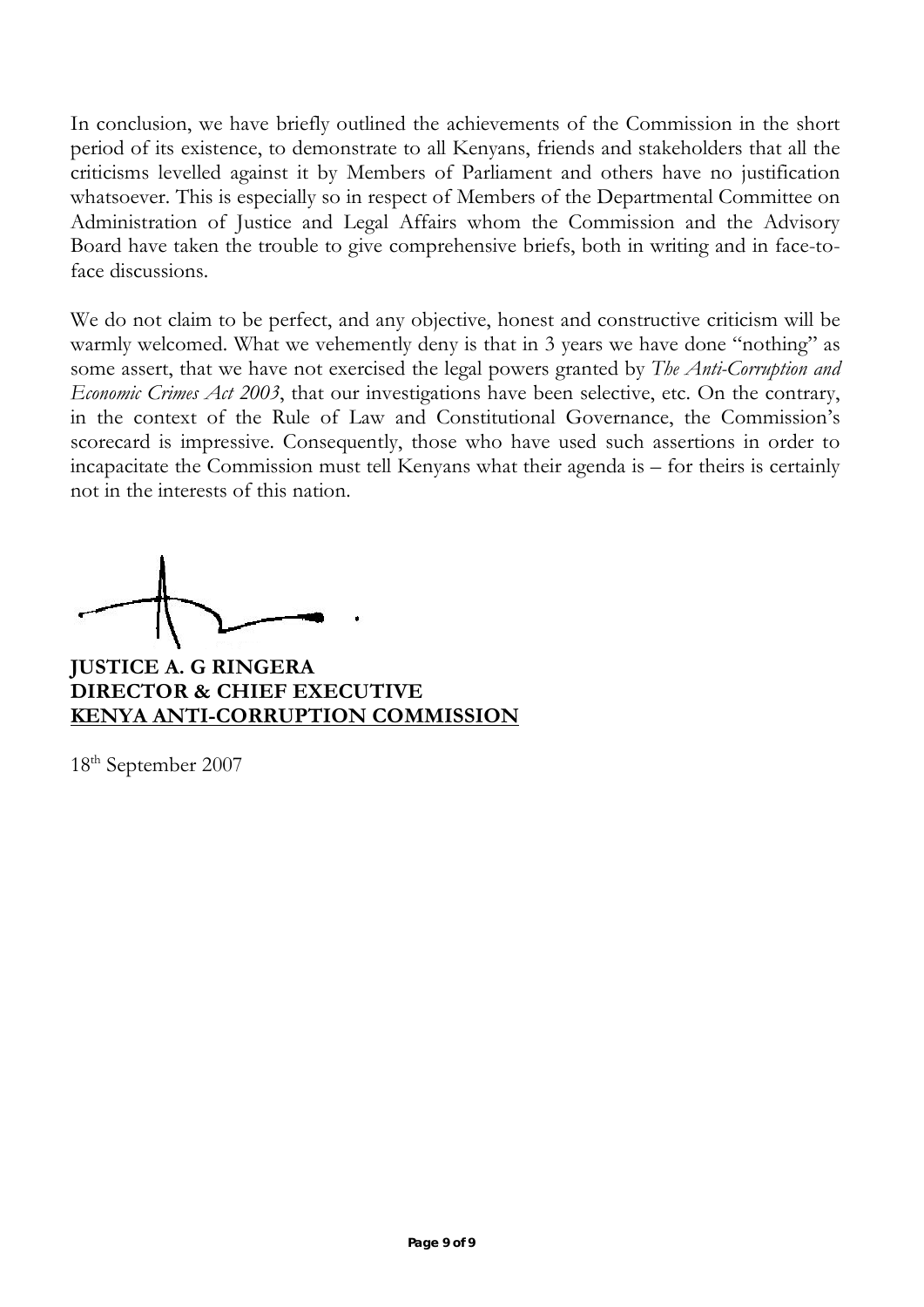In conclusion, we have briefly outlined the achievements of the Commission in the short period of its existence, to demonstrate to all Kenyans, friends and stakeholders that all the criticisms levelled against it by Members of Parliament and others have no justification whatsoever. This is especially so in respect of Members of the Departmental Committee on Administration of Justice and Legal Affairs whom the Commission and the Advisory Board have taken the trouble to give comprehensive briefs, both in writing and in face-to-face discussions.

We do not claim to be perfect, and any objective, honest and constructive criticism will be warmly welcomed. What we vehemently deny is that in 3 years we have done "nothing" as some assert, that we have not exercised the legal powers granted by *The Anti-Corruption and Economic Crimes Act 2003*, that our investigations have been selective, etc. On the contrary, in the context of the Rule of Law and Constitutional Governance, the Commission's scorecard is impressive. Consequently, those who have used such assertions in order to incapacitate the Commission must tell Kenyans what their agenda is – for theirs is certainly not in the interests of this nation.

**JUSTICE A. G RINGERA**
**DIRECTOR & CHIEF EXECUTIVE**
**KENYA ANTI-CORRUPTION COMMISSION**

18th September 2007